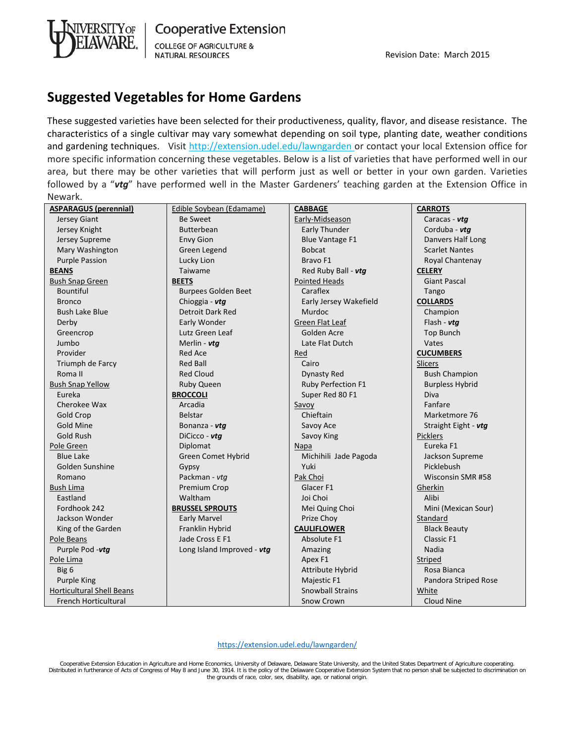University of Delaware Cooperative Extension
COLLEGE OF AGRICULTURE & NATURAL RESOURCES

Revision Date: March 2015

# Suggested Vegetables for Home Gardens

These suggested varieties have been selected for their productiveness, quality, flavor, and disease resistance. The characteristics of a single cultivar may vary somewhat depending on soil type, planting date, weather conditions and gardening techniques. Visit http://extension.udel.edu/lawngarden or contact your local Extension office for more specific information concerning these vegetables. Below is a list of varieties that have performed well in our area, but there may be other varieties that will perform just as well or better in your own garden. Varieties followed by a "***vtg***" have performed well in the Master Gardeners' teaching garden at the Extension Office in Newark.

**ASPARAGUS (perennial)**
- Jersey Giant
- Jersey Knight
- Jersey Supreme
- Mary Washington
- Purple Passion

**BEANS**

Bush Snap Green
- Bountiful
- Bronco
- Bush Lake Blue
- Derby
- Greencrop
- Jumbo
- Provider
- Triumph de Farcy
- Roma II

Bush Snap Yellow
- Eureka
- Cherokee Wax
- Gold Crop
- Gold Mine
- Gold Rush

Pole Green
- Blue Lake
- Golden Sunshine
- Romano

Bush Lima
- Eastland
- Fordhook 242
- Jackson Wonder
- King of the Garden

Pole Beans
- Purple Pod -***vtg***

Pole Lima
- Big 6
- Purple King

Horticultural Shell Beans
- French Horticultural

Edible Soybean (Edamame)
- Be Sweet
- Butterbean
- Envy Gion
- Green Legend
- Lucky Lion
- Taiwame

**BEETS**
- Burpees Golden Beet
- Chioggia - ***vtg***
- Detroit Dark Red
- Early Wonder
- Lutz Green Leaf
- Merlin - ***vtg***
- Red Ace
- Red Ball
- Red Cloud
- Ruby Queen

**BROCCOLI**
- Arcadia
- Belstar
- Bonanza - ***vtg***
- DiCicco - ***vtg***
- Diplomat
- Green Comet Hybrid
- Gypsy
- Packman - *vtg*
- Premium Crop
- Waltham

**BRUSSEL SPROUTS**
- Early Marvel
- Franklin Hybrid
- Jade Cross E F1
- Long Island Improved - ***vtg***

**CABBAGE**

Early-Midseason
- Early Thunder
- Blue Vantage F1
- Bobcat
- Bravo F1
- Red Ruby Ball - ***vtg***

Pointed Heads
- Caraflex
- Early Jersey Wakefield
- Murdoc

Green Flat Leaf
- Golden Acre
- Late Flat Dutch

Red
- Cairo
- Dynasty Red
- Ruby Perfection F1
- Super Red 80 F1

Savoy
- Chieftain
- Savoy Ace
- Savoy King

Napa
- Michihili Jade Pagoda
- Yuki

Pak Choi
- Glacer F1
- Joi Choi
- Mei Quing Choi
- Prize Choy

**CAULIFLOWER**
- Absolute F1
- Amazing
- Apex F1
- Attribute Hybrid
- Majestic F1
- Snowball Strains
- Snow Crown

**CARROTS**
- Caracas - ***vtg***
- Corduba - ***vtg***
- Danvers Half Long
- Scarlet Nantes
- Royal Chantenay

**CELERY**
- Giant Pascal
- Tango

**COLLARDS**
- Champion
- Flash - ***vtg***
- Top Bunch
- Vates

**CUCUMBERS**

Slicers
- Bush Champion
- Burpless Hybrid
- Diva
- Fanfare
- Marketmore 76
- Straight Eight - ***vtg***

Picklers
- Eureka F1
- Jackson Supreme
- Picklebush
- Wisconsin SMR #58

Gherkin
- Alibi
- Mini (Mexican Sour)

Standard
- Black Beauty
- Classic F1
- Nadia

Striped
- Rosa Bianca
- Pandora Striped Rose

White
- Cloud Nine

https://extension.udel.edu/lawngarden/

Cooperative Extension Education in Agriculture and Home Economics, University of Delaware, Delaware State University, and the United States Department of Agriculture cooperating. Distributed in furtherance of Acts of Congress of May 8 and June 30, 1914. It is the policy of the Delaware Cooperative Extension System that no person shall be subjected to discrimination on the grounds of race, color, sex, disability, age, or national origin.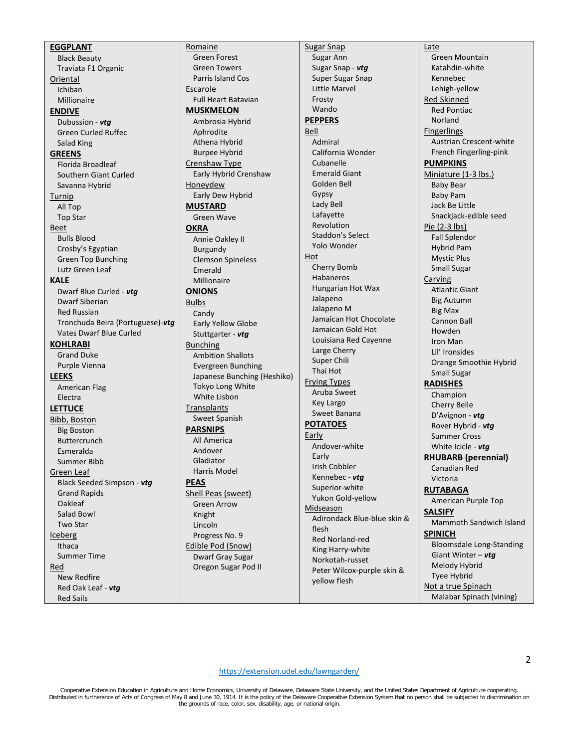**EGGPLANT**
- Black Beauty
- Traviata F1 Organic

Oriental
- Ichiban
- Millionaire

**ENDIVE**
- Dubussion - ***vtg***
- Green Curled Ruffec
- Salad King

**GREENS**
- Florida Broadleaf
- Southern Giant Curled
- Savanna Hybrid

Turnip
- All Top
- Top Star

Beet
- Bulls Blood
- Crosby's Egyptian
- Green Top Bunching
- Lutz Green Leaf

**KALE**
- Dwarf Blue Curled - ***vtg***
- Dwarf Siberian
- Red Russian
- Tronchuda Beira (Portuguese)-***vtg***
- Vates Dwarf Blue Curled

**KOHLRABI**
- Grand Duke
- Purple Vienna

**LEEKS**
- American Flag
- Electra

**LETTUCE**

Bibb, Boston
- Big Boston
- Buttercrunch
- Esmeralda
- Summer Bibb

Green Leaf
- Black Seeded Simpson - ***vtg***
- Grand Rapids
- Oakleaf
- Salad Bowl
- Two Star

Iceberg
- Ithaca
- Summer Time

Red
- New Redfire
- Red Oak Leaf - ***vtg***
- Red Sails

Romaine
- Green Forest
- Green Towers
- Parris Island Cos

Escarole
- Full Heart Batavian

**MUSKMELON**
- Ambrosia Hybrid
- Aphrodite
- Athena Hybrid
- Burpee Hybrid

Crenshaw Type
- Early Hybrid Crenshaw

Honeydew
- Early Dew Hybrid

**MUSTARD**
- Green Wave

**OKRA**
- Annie Oakley II
- Burgundy
- Clemson Spineless
- Emerald
- Millionaire

**ONIONS**

Bulbs
- Candy
- Early Yellow Globe
- Stuttgarter - ***vtg***

Bunching
- Ambition Shallots
- Evergreen Bunching
- Japanese Bunching (Heshiko)
- Tokyo Long White
- White Lisbon

Transplants
- Sweet Spanish

**PARSNIPS**
- All America
- Andover
- Gladiator
- Harris Model

**PEAS**

Shell Peas (sweet)
- Green Arrow
- Knight
- Lincoln
- Progress No. 9

Edible Pod (Snow)
- Dwarf Gray Sugar
- Oregon Sugar Pod II

Sugar Snap
- Sugar Ann
- Sugar Snap - ***vtg***
- Super Sugar Snap
- Little Marvel
- Frosty
- Wando

**PEPPERS**

Bell
- Admiral
- California Wonder
- Cubanelle
- Emerald Giant
- Golden Bell
- Gypsy
- Lady Bell
- Lafayette
- Revolution
- Staddon's Select
- Yolo Wonder

Hot
- Cherry Bomb
- Habaneros
- Hungarian Hot Wax
- Jalapeno
- Jalapeno M
- Jamaican Hot Chocolate
- Jamaican Gold Hot
- Louisiana Red Cayenne
- Large Cherry
- Super Chili
- Thai Hot

Frying Types
- Aruba Sweet
- Key Largo
- Sweet Banana

**POTATOES**

Early
- Andover-white
- Early
- Irish Cobbler
- Kennebec - ***vtg***
- Superior-white
- Yukon Gold-yellow

Midseason
- Adirondack Blue-blue skin & flesh
- Red Norland-red
- King Harry-white
- Norkotah-russet
- Peter Wilcox-purple skin & yellow flesh

Late
- Green Mountain
- Katahdin-white
- Kennebec
- Lehigh-yellow

Red Skinned
- Red Pontiac
- Norland

Fingerlings
- Austrian Crescent-white
- French Fingerling-pink

**PUMPKINS**

Miniature (1-3 lbs.)
- Baby Bear
- Baby Pam
- Jack Be Little
- Snackjack-edible seed

Pie (2-3 lbs)
- Fall Splendor
- Hybrid Pam
- Mystic Plus
- Small Sugar

Carving
- Atlantic Giant
- Big Autumn
- Big Max
- Cannon Ball
- Howden
- Iron Man
- Lil' Ironsides
- Orange Smoothie Hybrid
- Small Sugar

**RADISHES**
- Champion
- Cherry Belle
- D'Avignon - ***vtg***
- Rover Hybrid - ***vtg***
- Summer Cross
- White Icicle - ***vtg***

**RHUBARB (perennial)**
- Canadian Red
- Victoria

**RUTABAGA**
- American Purple Top

**SALSIFY**
- Mammoth Sandwich Island

**SPINICH**
- Bloomsdale Long-Standing
- Giant Winter – ***vtg***
- Melody Hybrid
- Tyee Hybrid

Not a true Spinach
- Malabar Spinach (vining)

https://extension.udel.edu/lawngarden/

Cooperative Extension Education in Agriculture and Home Economics, University of Delaware, Delaware State University, and the United States Department of Agriculture cooperating. Distributed in furtherance of Acts of Congress of May 8 and June 30, 1914. It is the policy of the Delaware Cooperative Extension System that no person shall be subjected to discrimination on the grounds of race, color, sex, disability, age, or national origin.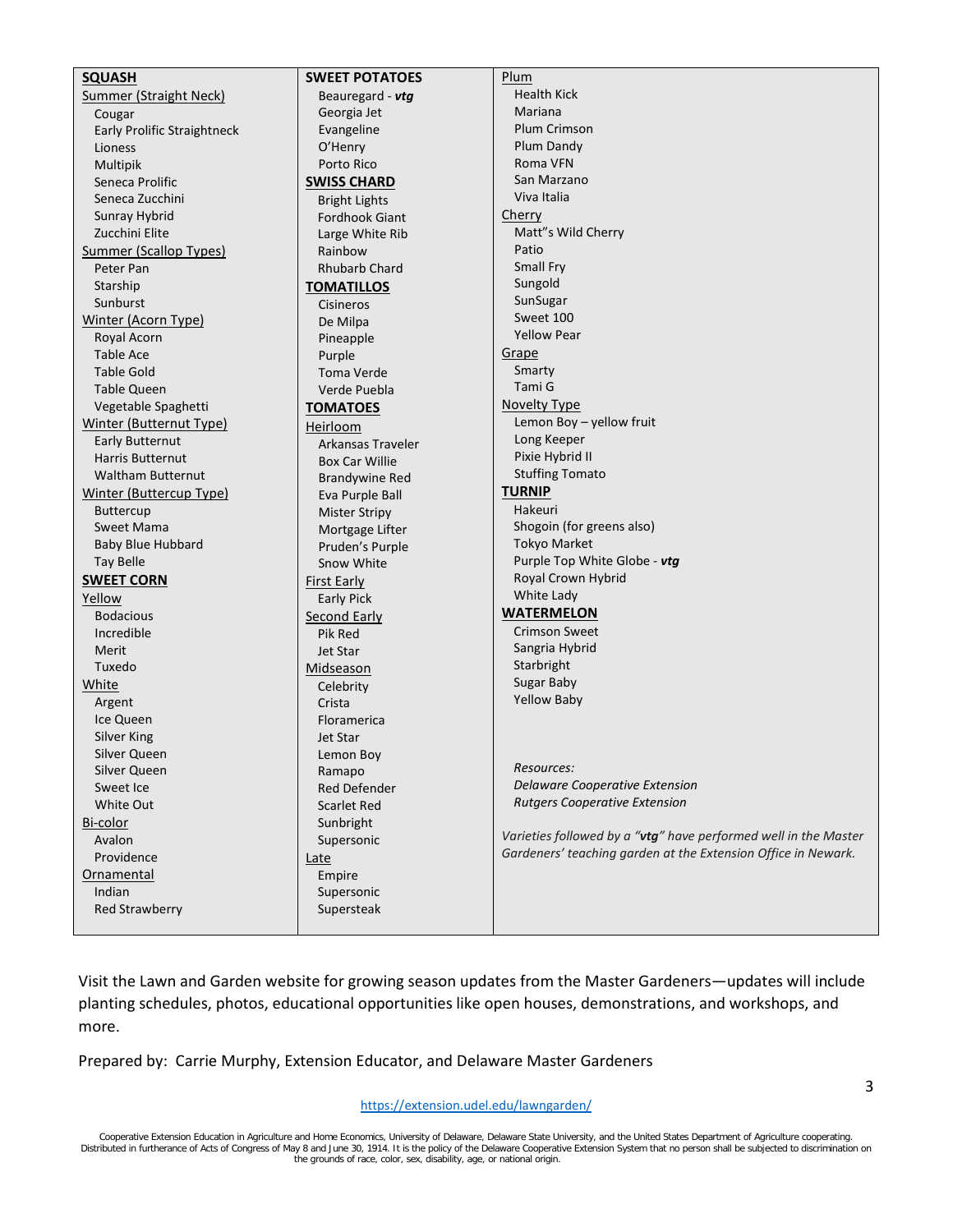**SQUASH**

Summer (Straight Neck)
- Cougar
- Early Prolific Straightneck
- Lioness
- Multipik
- Seneca Prolific
- Seneca Zucchini
- Sunray Hybrid
- Zucchini Elite

Summer (Scallop Types)
- Peter Pan
- Starship
- Sunburst

Winter (Acorn Type)
- Royal Acorn
- Table Ace
- Table Gold
- Table Queen
- Vegetable Spaghetti

Winter (Butternut Type)
- Early Butternut
- Harris Butternut
- Waltham Butternut

Winter (Buttercup Type)
- Buttercup
- Sweet Mama
- Baby Blue Hubbard
- Tay Belle

**SWEET CORN**

Yellow
- Bodacious
- Incredible
- Merit
- Tuxedo

White
- Argent
- Ice Queen
- Silver King
- Silver Queen
- Silver Queen
- Sweet Ice
- White Out

Bi-color
- Avalon
- Providence

Ornamental
- Indian
- Red Strawberry

**SWEET POTATOES**
- Beauregard - ***vtg***
- Georgia Jet
- Evangeline
- O'Henry
- Porto Rico

**SWISS CHARD**
- Bright Lights
- Fordhook Giant
- Large White Rib
- Rainbow
- Rhubarb Chard

**TOMATILLOS**
- Cisineros
- De Milpa
- Pineapple
- Purple
- Toma Verde
- Verde Puebla

**TOMATOES**

Heirloom
- Arkansas Traveler
- Box Car Willie
- Brandywine Red
- Eva Purple Ball
- Mister Stripy
- Mortgage Lifter
- Pruden's Purple
- Snow White

First Early
- Early Pick

Second Early
- Pik Red
- Jet Star

Midseason
- Celebrity
- Crista
- Floramerica
- Jet Star
- Lemon Boy
- Ramapo
- Red Defender
- Scarlet Red
- Sunbright
- Supersonic

Late
- Empire
- Supersonic
- Supersteak

Plum
- Health Kick
- Mariana
- Plum Crimson
- Plum Dandy
- Roma VFN
- San Marzano
- Viva Italia

Cherry
- Matt"s Wild Cherry
- Patio
- Small Fry
- Sungold
- SunSugar
- Sweet 100
- Yellow Pear

Grape
- Smarty
- Tami G

Novelty Type
- Lemon Boy – yellow fruit
- Long Keeper
- Pixie Hybrid II
- Stuffing Tomato

**TURNIP**
- Hakeuri
- Shogoin (for greens also)
- Tokyo Market
- Purple Top White Globe - ***vtg***
- Royal Crown Hybrid
- White Lady

**WATERMELON**
- Crimson Sweet
- Sangria Hybrid
- Starbright
- Sugar Baby
- Yellow Baby

*Resources:*
*Delaware Cooperative Extension*
*Rutgers Cooperative Extension*

*Varieties followed by a "**vtg**" have performed well in the Master Gardeners' teaching garden at the Extension Office in Newark.*

Visit the Lawn and Garden website for growing season updates from the Master Gardeners—updates will include planting schedules, photos, educational opportunities like open houses, demonstrations, and workshops, and more.

Prepared by: Carrie Murphy, Extension Educator, and Delaware Master Gardeners

https://extension.udel.edu/lawngarden/

Cooperative Extension Education in Agriculture and Home Economics, University of Delaware, Delaware State University, and the United States Department of Agriculture cooperating. Distributed in furtherance of Acts of Congress of May 8 and June 30, 1914. It is the policy of the Delaware Cooperative Extension System that no person shall be subjected to discrimination on the grounds of race, color, sex, disability, age, or national origin.